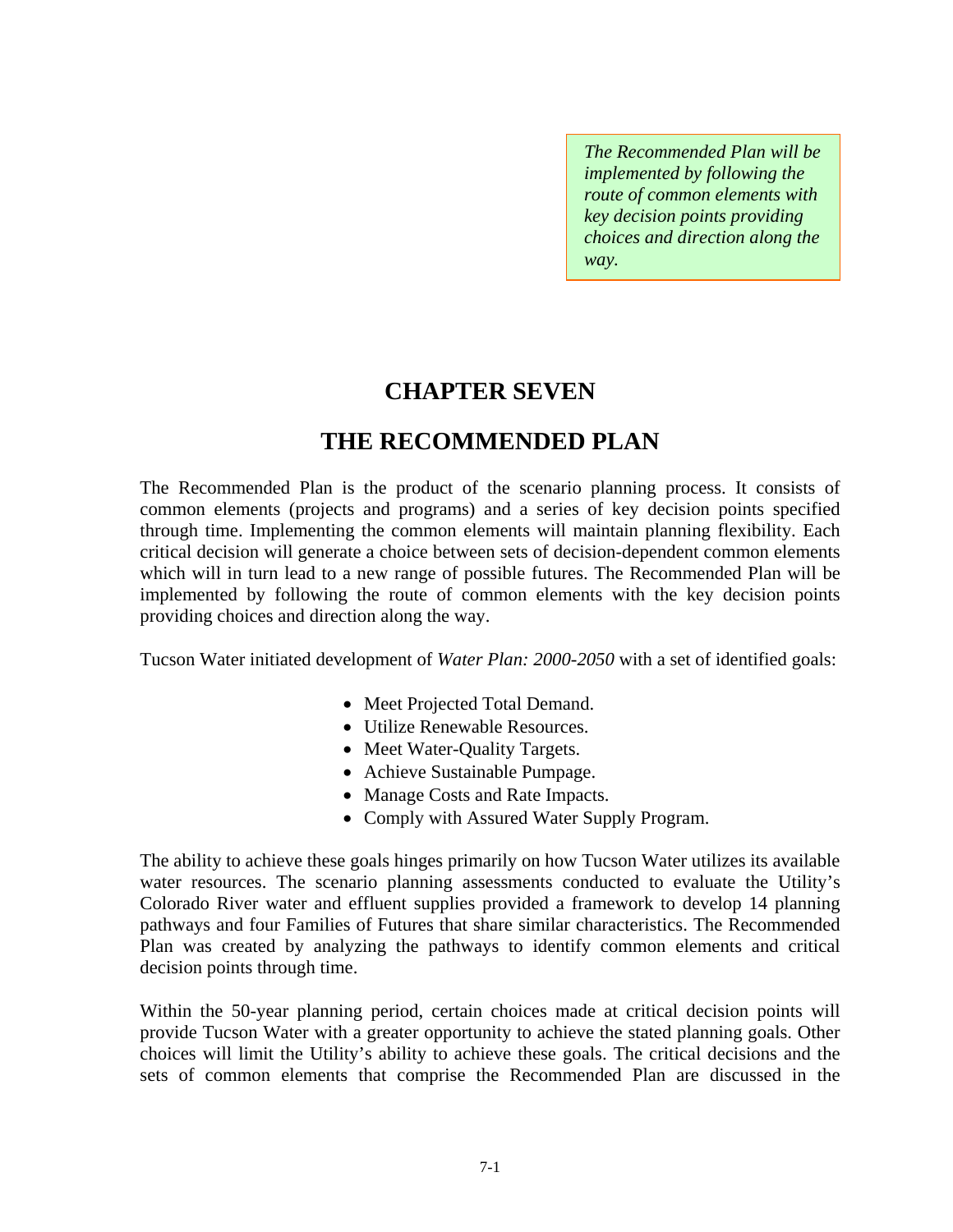*The Recommended Plan will be implemented by following the route of common elements with key decision points providing choices and direction along the way.*

# CHAPTER SEVEN

# THE RECOMMENDED PLAN

The Recommended Plan is the product of the scenario planning process. It consists of common elements (projects and programs) and a series of key decision points specified through time. Implementing the common elements will maintain planning flexibility. Each critical decision will generate a choice between sets of decision-dependent common elements which will in turn lead to a new range of possible futures. The Recommended Plan will be implemented by following the route of common elements with the key decision points providing choices and direction along the way.

Tucson Water initiated development of *Water Plan: 2000-2050* with a set of identified goals:

- Meet Projected Total Demand.
- Utilize Renewable Resources.
- Meet Water-Quality Targets.
- Achieve Sustainable Pumpage.
- Manage Costs and Rate Impacts.
- Comply with Assured Water Supply Program.

The ability to achieve these goals hinges primarily on how Tucson Water utilizes its available water resources. The scenario planning assessments conducted to evaluate the Utility's Colorado River water and effluent supplies provided a framework to develop 14 planning pathways and four Families of Futures that share similar characteristics. The Recommended Plan was created by analyzing the pathways to identify common elements and critical decision points through time.

Within the 50-year planning period, certain choices made at critical decision points will provide Tucson Water with a greater opportunity to achieve the stated planning goals. Other choices will limit the Utility's ability to achieve these goals. The critical decisions and the sets of common elements that comprise the Recommended Plan are discussed in the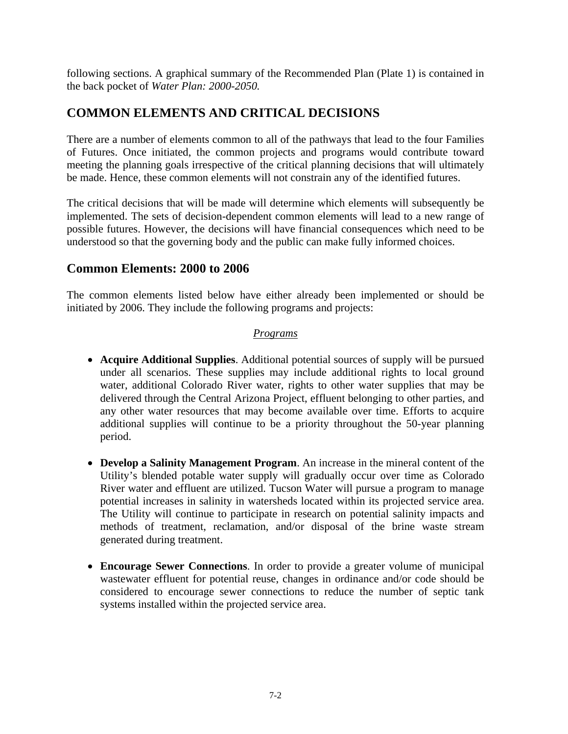following sections. A graphical summary of the Recommended Plan (Plate 1) is contained in the back pocket of *Water Plan: 2000-2050.*

## COMMON ELEMENTS AND CRITICAL DECISIONS

There are a number of elements common to all of the pathways that lead to the four Families of Futures. Once initiated, the common projects and programs would contribute toward meeting the planning goals irrespective of the critical planning decisions that will ultimately be made. Hence, these common elements will not constrain any of the identified futures.

The critical decisions that will be made will determine which elements will subsequently be implemented. The sets of decision-dependent common elements will lead to a new range of possible futures. However, the decisions will have financial consequences which need to be understood so that the governing body and the public can make fully informed choices.

### Common Elements: 2000 to 2006

The common elements listed below have either already been implemented or should be initiated by 2006. They include the following programs and projects:

*Programs*

- **Acquire Additional Supplies**. Additional potential sources of supply will be pursued under all scenarios. These supplies may include additional rights to local ground water, additional Colorado River water, rights to other water supplies that may be delivered through the Central Arizona Project, effluent belonging to other parties, and any other water resources that may become available over time. Efforts to acquire additional supplies will continue to be a priority throughout the 50-year planning period.

- **Develop a Salinity Management Program**. An increase in the mineral content of the Utility's blended potable water supply will gradually occur over time as Colorado River water and effluent are utilized. Tucson Water will pursue a program to manage potential increases in salinity in watersheds located within its projected service area. The Utility will continue to participate in research on potential salinity impacts and methods of treatment, reclamation, and/or disposal of the brine waste stream generated during treatment.

- **Encourage Sewer Connections**. In order to provide a greater volume of municipal wastewater effluent for potential reuse, changes in ordinance and/or code should be considered to encourage sewer connections to reduce the number of septic tank systems installed within the projected service area.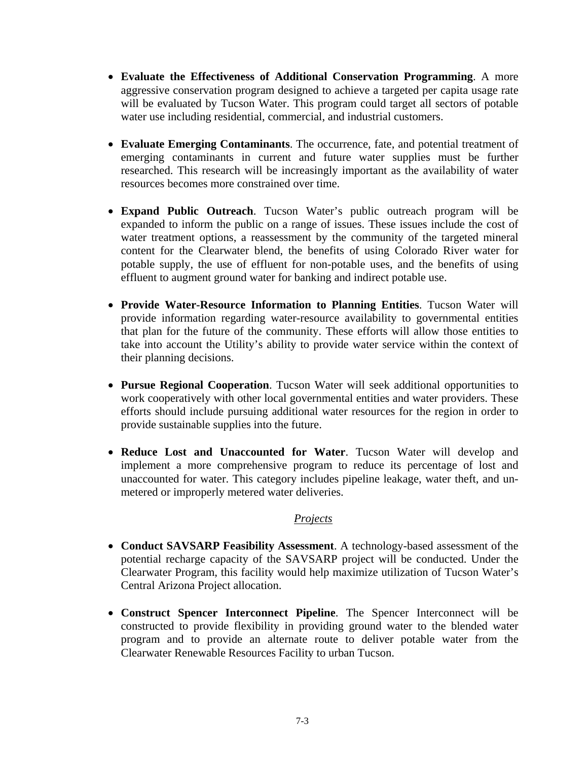- **Evaluate the Effectiveness of Additional Conservation Programming**. A more aggressive conservation program designed to achieve a targeted per capita usage rate will be evaluated by Tucson Water. This program could target all sectors of potable water use including residential, commercial, and industrial customers.

- **Evaluate Emerging Contaminants**. The occurrence, fate, and potential treatment of emerging contaminants in current and future water supplies must be further researched. This research will be increasingly important as the availability of water resources becomes more constrained over time.

- **Expand Public Outreach**. Tucson Water's public outreach program will be expanded to inform the public on a range of issues. These issues include the cost of water treatment options, a reassessment by the community of the targeted mineral content for the Clearwater blend, the benefits of using Colorado River water for potable supply, the use of effluent for non-potable uses, and the benefits of using effluent to augment ground water for banking and indirect potable use.

- **Provide Water-Resource Information to Planning Entities**. Tucson Water will provide information regarding water-resource availability to governmental entities that plan for the future of the community. These efforts will allow those entities to take into account the Utility's ability to provide water service within the context of their planning decisions.

- **Pursue Regional Cooperation**. Tucson Water will seek additional opportunities to work cooperatively with other local governmental entities and water providers. These efforts should include pursuing additional water resources for the region in order to provide sustainable supplies into the future.

- **Reduce Lost and Unaccounted for Water**. Tucson Water will develop and implement a more comprehensive program to reduce its percentage of lost and unaccounted for water. This category includes pipeline leakage, water theft, and un-metered or improperly metered water deliveries.

*Projects*

- **Conduct SAVSARP Feasibility Assessment**. A technology-based assessment of the potential recharge capacity of the SAVSARP project will be conducted. Under the Clearwater Program, this facility would help maximize utilization of Tucson Water's Central Arizona Project allocation.

- **Construct Spencer Interconnect Pipeline**. The Spencer Interconnect will be constructed to provide flexibility in providing ground water to the blended water program and to provide an alternate route to deliver potable water from the Clearwater Renewable Resources Facility to urban Tucson.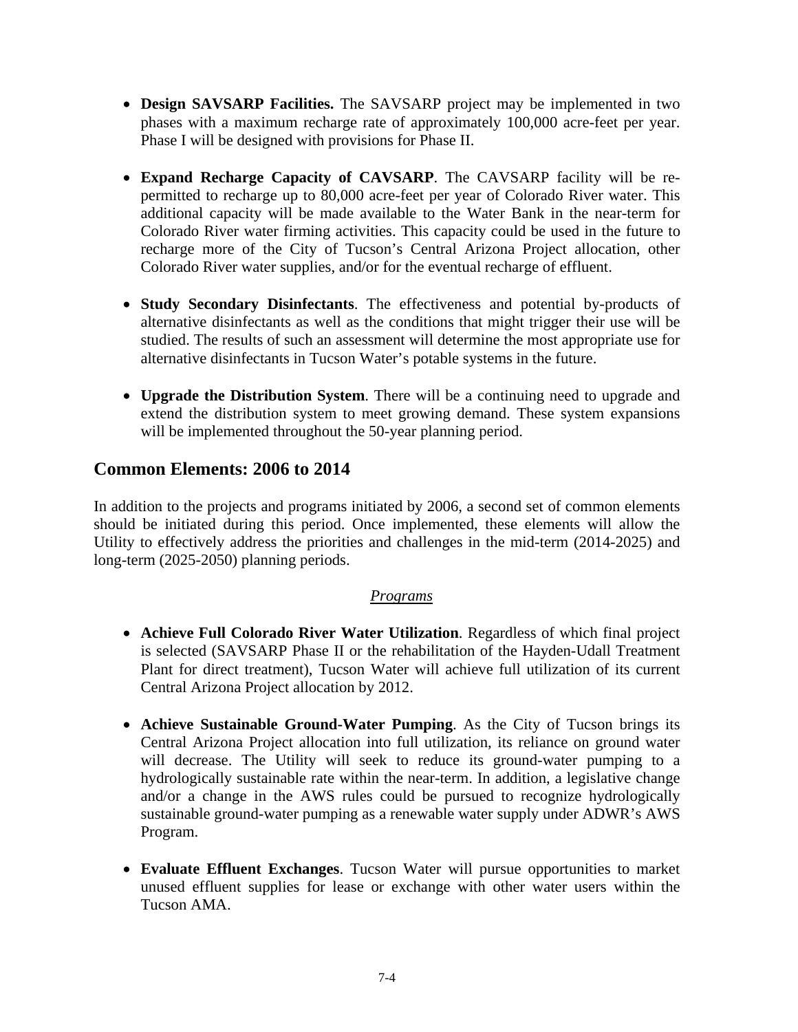- **Design SAVSARP Facilities.** The SAVSARP project may be implemented in two phases with a maximum recharge rate of approximately 100,000 acre-feet per year. Phase I will be designed with provisions for Phase II.

- **Expand Recharge Capacity of CAVSARP**. The CAVSARP facility will be re-permitted to recharge up to 80,000 acre-feet per year of Colorado River water. This additional capacity will be made available to the Water Bank in the near-term for Colorado River water firming activities. This capacity could be used in the future to recharge more of the City of Tucson's Central Arizona Project allocation, other Colorado River water supplies, and/or for the eventual recharge of effluent.

- **Study Secondary Disinfectants**. The effectiveness and potential by-products of alternative disinfectants as well as the conditions that might trigger their use will be studied. The results of such an assessment will determine the most appropriate use for alternative disinfectants in Tucson Water's potable systems in the future.

- **Upgrade the Distribution System**. There will be a continuing need to upgrade and extend the distribution system to meet growing demand. These system expansions will be implemented throughout the 50-year planning period.

## Common Elements: 2006 to 2014

In addition to the projects and programs initiated by 2006, a second set of common elements should be initiated during this period. Once implemented, these elements will allow the Utility to effectively address the priorities and challenges in the mid-term (2014-2025) and long-term (2025-2050) planning periods.

*Programs*

- **Achieve Full Colorado River Water Utilization**. Regardless of which final project is selected (SAVSARP Phase II or the rehabilitation of the Hayden-Udall Treatment Plant for direct treatment), Tucson Water will achieve full utilization of its current Central Arizona Project allocation by 2012.

- **Achieve Sustainable Ground-Water Pumping**. As the City of Tucson brings its Central Arizona Project allocation into full utilization, its reliance on ground water will decrease. The Utility will seek to reduce its ground-water pumping to a hydrologically sustainable rate within the near-term. In addition, a legislative change and/or a change in the AWS rules could be pursued to recognize hydrologically sustainable ground-water pumping as a renewable water supply under ADWR's AWS Program.

- **Evaluate Effluent Exchanges**. Tucson Water will pursue opportunities to market unused effluent supplies for lease or exchange with other water users within the Tucson AMA.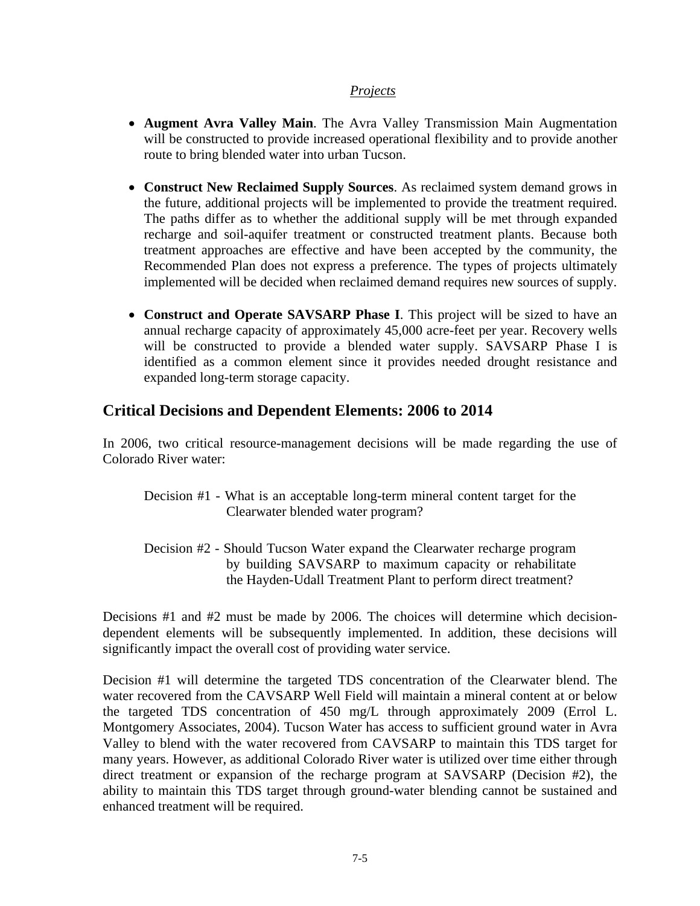*Projects*

- **Augment Avra Valley Main**. The Avra Valley Transmission Main Augmentation will be constructed to provide increased operational flexibility and to provide another route to bring blended water into urban Tucson.

- **Construct New Reclaimed Supply Sources**. As reclaimed system demand grows in the future, additional projects will be implemented to provide the treatment required. The paths differ as to whether the additional supply will be met through expanded recharge and soil-aquifer treatment or constructed treatment plants. Because both treatment approaches are effective and have been accepted by the community, the Recommended Plan does not express a preference. The types of projects ultimately implemented will be decided when reclaimed demand requires new sources of supply.

- **Construct and Operate SAVSARP Phase I**. This project will be sized to have an annual recharge capacity of approximately 45,000 acre-feet per year. Recovery wells will be constructed to provide a blended water supply. SAVSARP Phase I is identified as a common element since it provides needed drought resistance and expanded long-term storage capacity.

## Critical Decisions and Dependent Elements: 2006 to 2014

In 2006, two critical resource-management decisions will be made regarding the use of Colorado River water:

Decision #1 - What is an acceptable long-term mineral content target for the Clearwater blended water program?

Decision #2 - Should Tucson Water expand the Clearwater recharge program by building SAVSARP to maximum capacity or rehabilitate the Hayden-Udall Treatment Plant to perform direct treatment?

Decisions #1 and #2 must be made by 2006. The choices will determine which decision-dependent elements will be subsequently implemented. In addition, these decisions will significantly impact the overall cost of providing water service.

Decision #1 will determine the targeted TDS concentration of the Clearwater blend. The water recovered from the CAVSARP Well Field will maintain a mineral content at or below the targeted TDS concentration of 450 mg/L through approximately 2009 (Errol L. Montgomery Associates, 2004). Tucson Water has access to sufficient ground water in Avra Valley to blend with the water recovered from CAVSARP to maintain this TDS target for many years. However, as additional Colorado River water is utilized over time either through direct treatment or expansion of the recharge program at SAVSARP (Decision #2), the ability to maintain this TDS target through ground-water blending cannot be sustained and enhanced treatment will be required.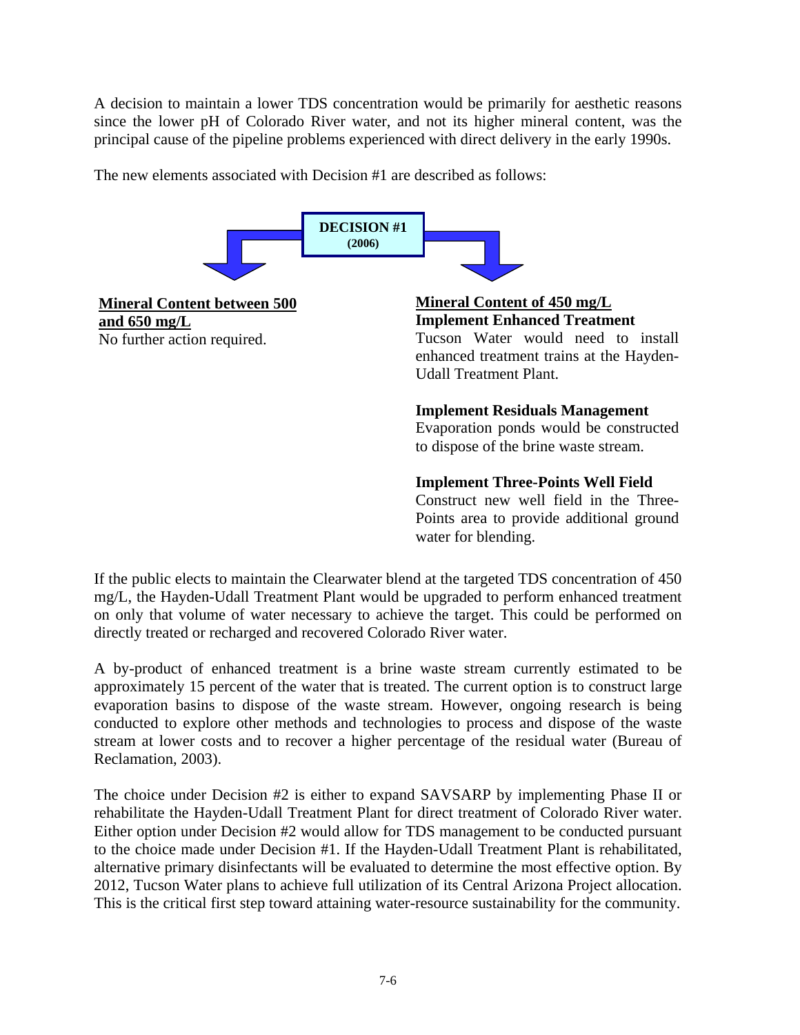A decision to maintain a lower TDS concentration would be primarily for aesthetic reasons since the lower pH of Colorado River water, and not its higher mineral content, was the principal cause of the pipeline problems experienced with direct delivery in the early 1990s.

The new elements associated with Decision #1 are described as follows:

**DECISION #1**
**(2006)**

**Mineral Content between 500 and 650 mg/L**
No further action required.

**Mineral Content of 450 mg/L**

**Implement Enhanced Treatment**
Tucson Water would need to install enhanced treatment trains at the Hayden-Udall Treatment Plant.

**Implement Residuals Management**
Evaporation ponds would be constructed to dispose of the brine waste stream.

**Implement Three-Points Well Field**
Construct new well field in the Three-Points area to provide additional ground water for blending.

If the public elects to maintain the Clearwater blend at the targeted TDS concentration of 450 mg/L, the Hayden-Udall Treatment Plant would be upgraded to perform enhanced treatment on only that volume of water necessary to achieve the target. This could be performed on directly treated or recharged and recovered Colorado River water.

A by-product of enhanced treatment is a brine waste stream currently estimated to be approximately 15 percent of the water that is treated. The current option is to construct large evaporation basins to dispose of the waste stream. However, ongoing research is being conducted to explore other methods and technologies to process and dispose of the waste stream at lower costs and to recover a higher percentage of the residual water (Bureau of Reclamation, 2003).

The choice under Decision #2 is either to expand SAVSARP by implementing Phase II or rehabilitate the Hayden-Udall Treatment Plant for direct treatment of Colorado River water. Either option under Decision #2 would allow for TDS management to be conducted pursuant to the choice made under Decision #1. If the Hayden-Udall Treatment Plant is rehabilitated, alternative primary disinfectants will be evaluated to determine the most effective option. By 2012, Tucson Water plans to achieve full utilization of its Central Arizona Project allocation. This is the critical first step toward attaining water-resource sustainability for the community.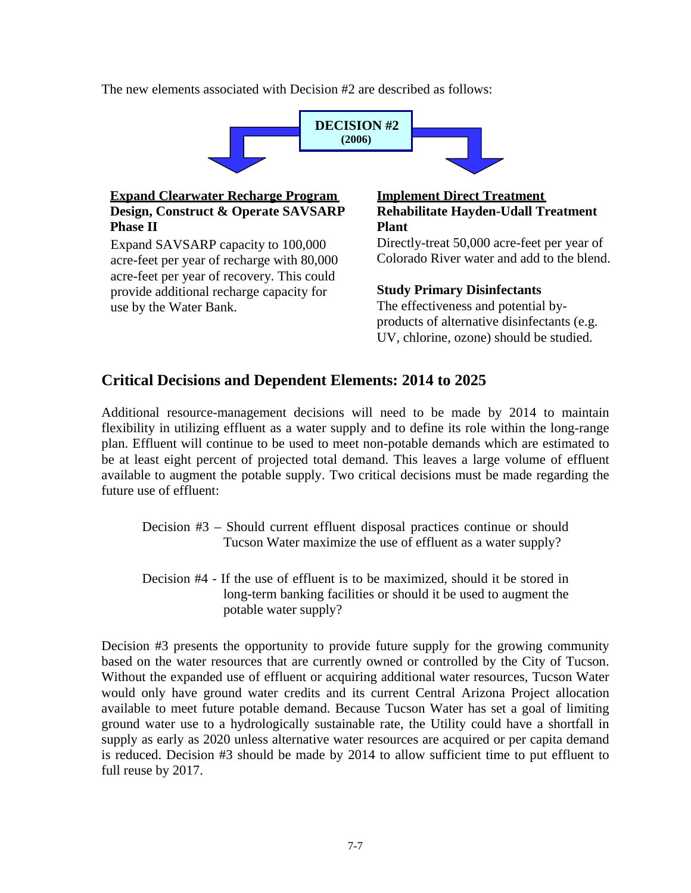The new elements associated with Decision #2 are described as follows:

**DECISION #2**
**(2006)**

**Expand Clearwater Recharge Program**
**Design, Construct & Operate SAVSARP Phase II**

Expand SAVSARP capacity to 100,000 acre-feet per year of recharge with 80,000 acre-feet per year of recovery. This could provide additional recharge capacity for use by the Water Bank.

**Implement Direct Treatment**
**Rehabilitate Hayden-Udall Treatment Plant**

Directly-treat 50,000 acre-feet per year of Colorado River water and add to the blend.

**Study Primary Disinfectants**

The effectiveness and potential by-products of alternative disinfectants (e.g. UV, chlorine, ozone) should be studied.

## Critical Decisions and Dependent Elements: 2014 to 2025

Additional resource-management decisions will need to be made by 2014 to maintain flexibility in utilizing effluent as a water supply and to define its role within the long-range plan. Effluent will continue to be used to meet non-potable demands which are estimated to be at least eight percent of projected total demand. This leaves a large volume of effluent available to augment the potable supply. Two critical decisions must be made regarding the future use of effluent:

Decision #3 – Should current effluent disposal practices continue or should Tucson Water maximize the use of effluent as a water supply?

Decision #4 - If the use of effluent is to be maximized, should it be stored in long-term banking facilities or should it be used to augment the potable water supply?

Decision #3 presents the opportunity to provide future supply for the growing community based on the water resources that are currently owned or controlled by the City of Tucson. Without the expanded use of effluent or acquiring additional water resources, Tucson Water would only have ground water credits and its current Central Arizona Project allocation available to meet future potable demand. Because Tucson Water has set a goal of limiting ground water use to a hydrologically sustainable rate, the Utility could have a shortfall in supply as early as 2020 unless alternative water resources are acquired or per capita demand is reduced. Decision #3 should be made by 2014 to allow sufficient time to put effluent to full reuse by 2017.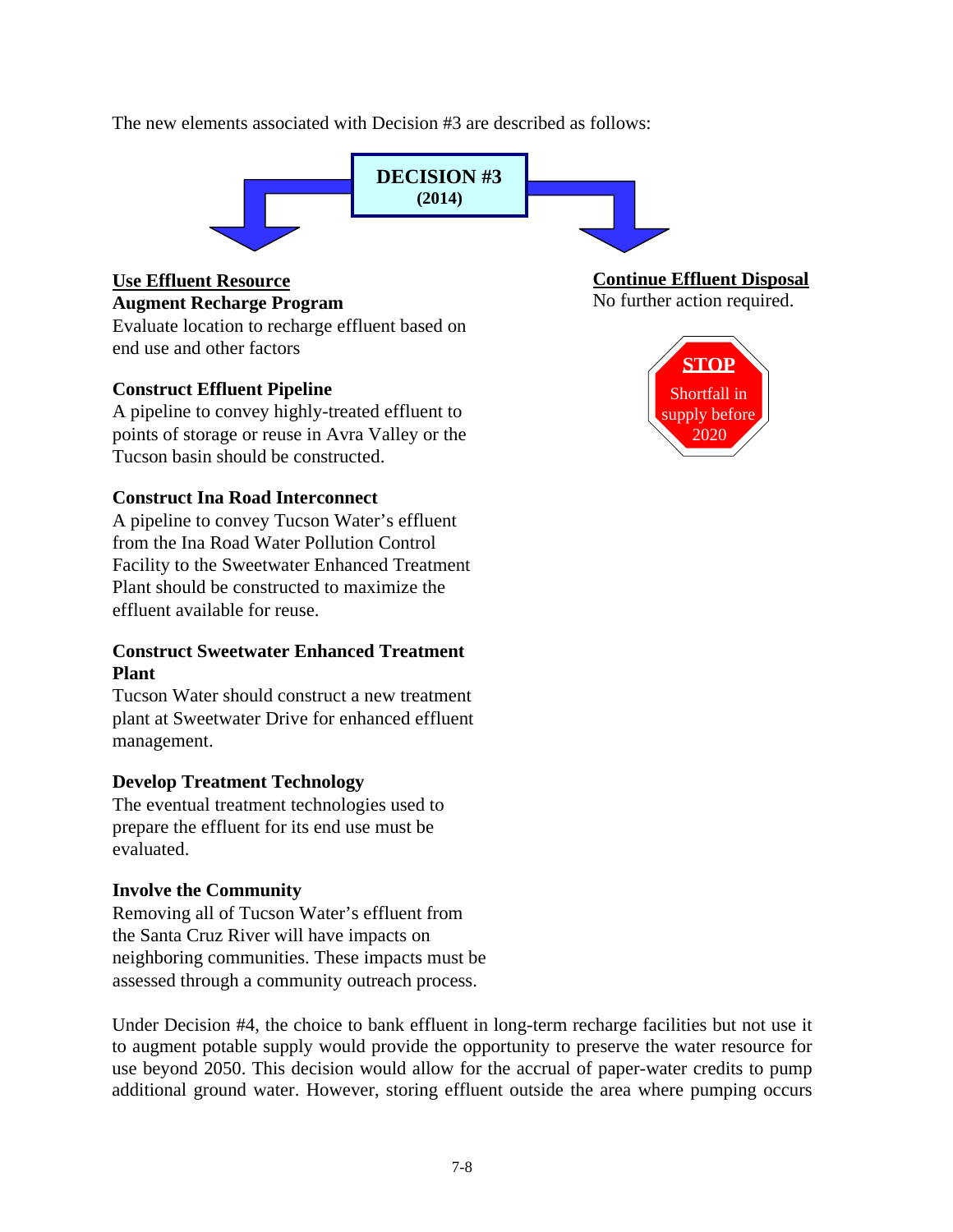The new elements associated with Decision #3 are described as follows:

**DECISION #3**
**(2014)**

**Use Effluent Resource**

**Augment Recharge Program**
Evaluate location to recharge effluent based on end use and other factors

**Construct Effluent Pipeline**
A pipeline to convey highly-treated effluent to points of storage or reuse in Avra Valley or the Tucson basin should be constructed.

**Construct Ina Road Interconnect**
A pipeline to convey Tucson Water's effluent from the Ina Road Water Pollution Control Facility to the Sweetwater Enhanced Treatment Plant should be constructed to maximize the effluent available for reuse.

**Construct Sweetwater Enhanced Treatment Plant**
Tucson Water should construct a new treatment plant at Sweetwater Drive for enhanced effluent management.

**Develop Treatment Technology**
The eventual treatment technologies used to prepare the effluent for its end use must be evaluated.

**Involve the Community**
Removing all of Tucson Water's effluent from the Santa Cruz River will have impacts on neighboring communities. These impacts must be assessed through a community outreach process.

**Continue Effluent Disposal**
No further action required.

**STOP**
Shortfall in supply before 2020

Under Decision #4, the choice to bank effluent in long-term recharge facilities but not use it to augment potable supply would provide the opportunity to preserve the water resource for use beyond 2050. This decision would allow for the accrual of paper-water credits to pump additional ground water. However, storing effluent outside the area where pumping occurs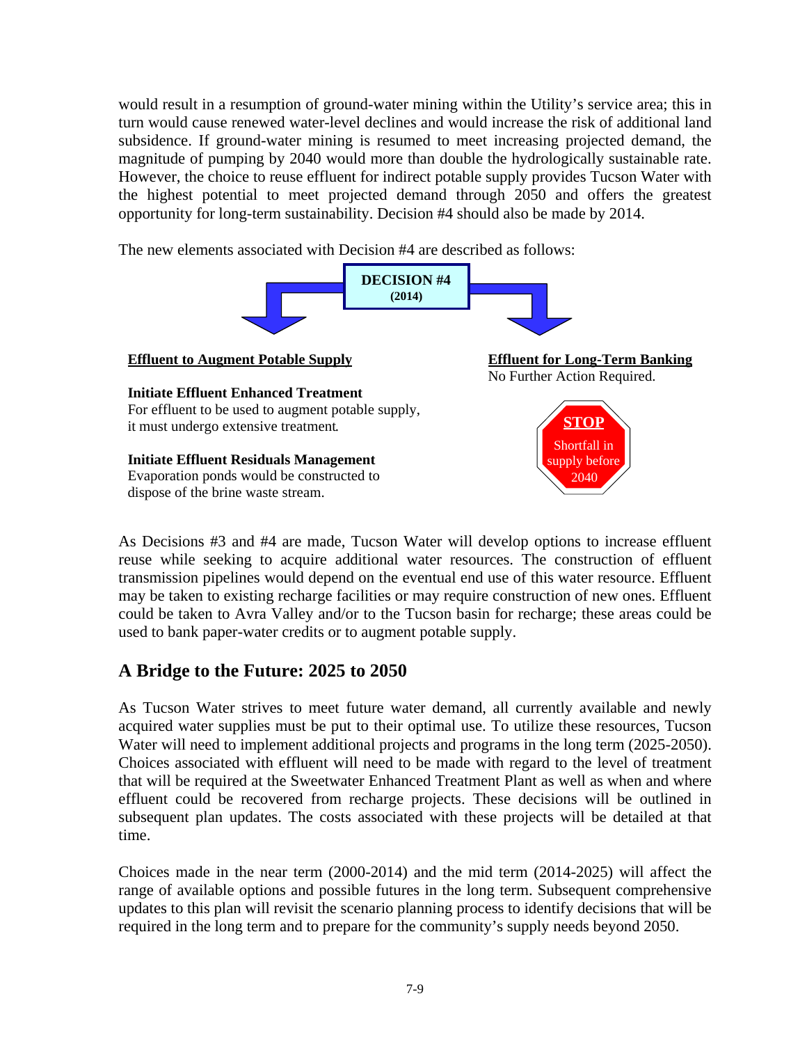would result in a resumption of ground-water mining within the Utility's service area; this in turn would cause renewed water-level declines and would increase the risk of additional land subsidence. If ground-water mining is resumed to meet increasing projected demand, the magnitude of pumping by 2040 would more than double the hydrologically sustainable rate. However, the choice to reuse effluent for indirect potable supply provides Tucson Water with the highest potential to meet projected demand through 2050 and offers the greatest opportunity for long-term sustainability. Decision #4 should also be made by 2014.

The new elements associated with Decision #4 are described as follows:

**DECISION #4**
**(2014)**

<u>**Effluent to Augment Potable Supply**</u>

**Initiate Effluent Enhanced Treatment**
For effluent to be used to augment potable supply, it must undergo extensive treatment.

**Initiate Effluent Residuals Management**
Evaporation ponds would be constructed to dispose of the brine waste stream.

<u>**Effluent for Long-Term Banking**</u>
No Further Action Required.

**STOP**
Shortfall in supply before 2040

As Decisions #3 and #4 are made, Tucson Water will develop options to increase effluent reuse while seeking to acquire additional water resources. The construction of effluent transmission pipelines would depend on the eventual end use of this water resource. Effluent may be taken to existing recharge facilities or may require construction of new ones. Effluent could be taken to Avra Valley and/or to the Tucson basin for recharge; these areas could be used to bank paper-water credits or to augment potable supply.

## A Bridge to the Future: 2025 to 2050

As Tucson Water strives to meet future water demand, all currently available and newly acquired water supplies must be put to their optimal use. To utilize these resources, Tucson Water will need to implement additional projects and programs in the long term (2025-2050). Choices associated with effluent will need to be made with regard to the level of treatment that will be required at the Sweetwater Enhanced Treatment Plant as well as when and where effluent could be recovered from recharge projects. These decisions will be outlined in subsequent plan updates. The costs associated with these projects will be detailed at that time.

Choices made in the near term (2000-2014) and the mid term (2014-2025) will affect the range of available options and possible futures in the long term. Subsequent comprehensive updates to this plan will revisit the scenario planning process to identify decisions that will be required in the long term and to prepare for the community's supply needs beyond 2050.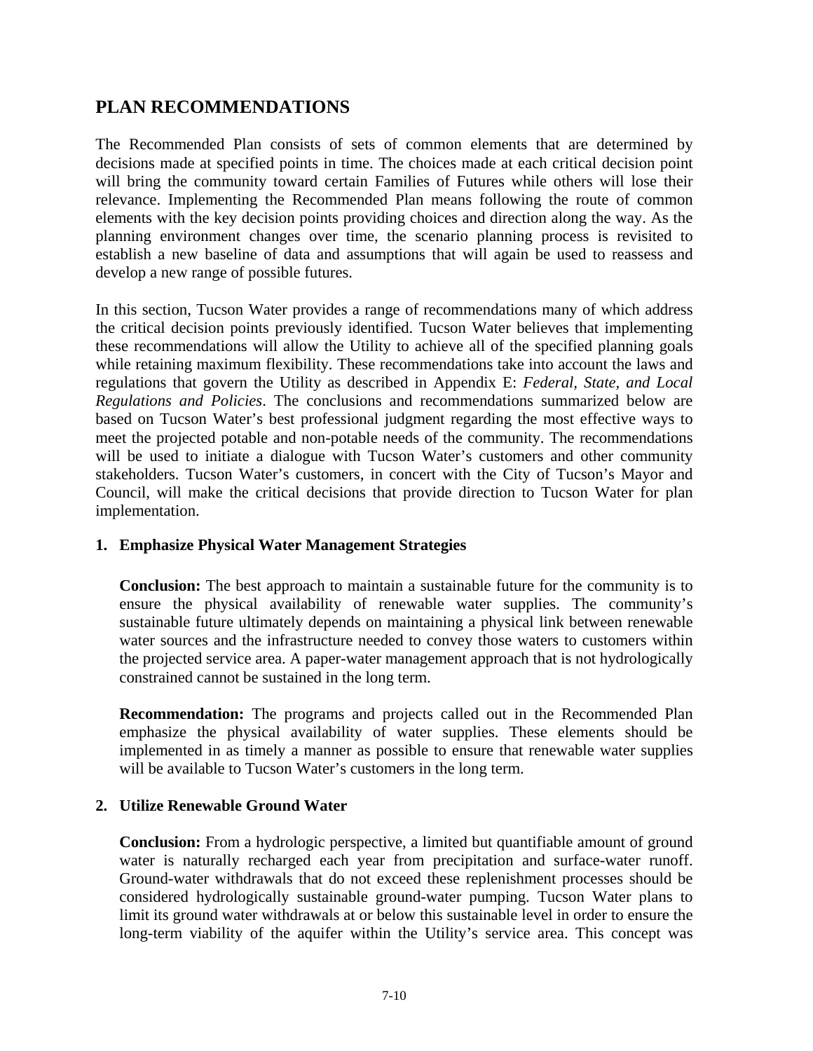## PLAN RECOMMENDATIONS

The Recommended Plan consists of sets of common elements that are determined by decisions made at specified points in time. The choices made at each critical decision point will bring the community toward certain Families of Futures while others will lose their relevance. Implementing the Recommended Plan means following the route of common elements with the key decision points providing choices and direction along the way. As the planning environment changes over time, the scenario planning process is revisited to establish a new baseline of data and assumptions that will again be used to reassess and develop a new range of possible futures.

In this section, Tucson Water provides a range of recommendations many of which address the critical decision points previously identified. Tucson Water believes that implementing these recommendations will allow the Utility to achieve all of the specified planning goals while retaining maximum flexibility. These recommendations take into account the laws and regulations that govern the Utility as described in Appendix E: *Federal, State, and Local Regulations and Policies*. The conclusions and recommendations summarized below are based on Tucson Water's best professional judgment regarding the most effective ways to meet the projected potable and non-potable needs of the community. The recommendations will be used to initiate a dialogue with Tucson Water's customers and other community stakeholders. Tucson Water's customers, in concert with the City of Tucson's Mayor and Council, will make the critical decisions that provide direction to Tucson Water for plan implementation.

**1. Emphasize Physical Water Management Strategies**

**Conclusion:** The best approach to maintain a sustainable future for the community is to ensure the physical availability of renewable water supplies. The community's sustainable future ultimately depends on maintaining a physical link between renewable water sources and the infrastructure needed to convey those waters to customers within the projected service area. A paper-water management approach that is not hydrologically constrained cannot be sustained in the long term.

**Recommendation:** The programs and projects called out in the Recommended Plan emphasize the physical availability of water supplies. These elements should be implemented in as timely a manner as possible to ensure that renewable water supplies will be available to Tucson Water's customers in the long term.

**2. Utilize Renewable Ground Water**

**Conclusion:** From a hydrologic perspective, a limited but quantifiable amount of ground water is naturally recharged each year from precipitation and surface-water runoff. Ground-water withdrawals that do not exceed these replenishment processes should be considered hydrologically sustainable ground-water pumping. Tucson Water plans to limit its ground water withdrawals at or below this sustainable level in order to ensure the long-term viability of the aquifer within the Utility's service area. This concept was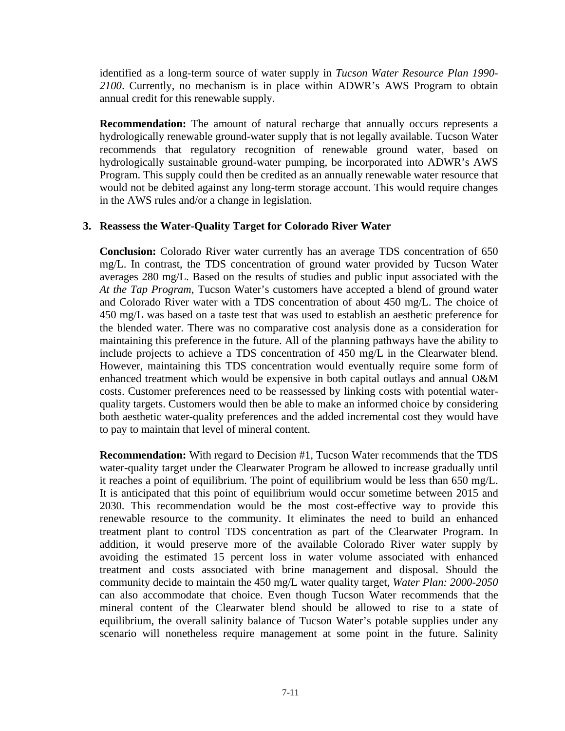identified as a long-term source of water supply in *Tucson Water Resource Plan 1990-2100*. Currently, no mechanism is in place within ADWR's AWS Program to obtain annual credit for this renewable supply.

**Recommendation:** The amount of natural recharge that annually occurs represents a hydrologically renewable ground-water supply that is not legally available. Tucson Water recommends that regulatory recognition of renewable ground water, based on hydrologically sustainable ground-water pumping, be incorporated into ADWR's AWS Program. This supply could then be credited as an annually renewable water resource that would not be debited against any long-term storage account. This would require changes in the AWS rules and/or a change in legislation.

### 3. Reassess the Water-Quality Target for Colorado River Water

**Conclusion:** Colorado River water currently has an average TDS concentration of 650 mg/L. In contrast, the TDS concentration of ground water provided by Tucson Water averages 280 mg/L. Based on the results of studies and public input associated with the *At the Tap Program*, Tucson Water's customers have accepted a blend of ground water and Colorado River water with a TDS concentration of about 450 mg/L. The choice of 450 mg/L was based on a taste test that was used to establish an aesthetic preference for the blended water. There was no comparative cost analysis done as a consideration for maintaining this preference in the future. All of the planning pathways have the ability to include projects to achieve a TDS concentration of 450 mg/L in the Clearwater blend. However, maintaining this TDS concentration would eventually require some form of enhanced treatment which would be expensive in both capital outlays and annual O&M costs. Customer preferences need to be reassessed by linking costs with potential water-quality targets. Customers would then be able to make an informed choice by considering both aesthetic water-quality preferences and the added incremental cost they would have to pay to maintain that level of mineral content.

**Recommendation:** With regard to Decision #1, Tucson Water recommends that the TDS water-quality target under the Clearwater Program be allowed to increase gradually until it reaches a point of equilibrium. The point of equilibrium would be less than 650 mg/L. It is anticipated that this point of equilibrium would occur sometime between 2015 and 2030. This recommendation would be the most cost-effective way to provide this renewable resource to the community. It eliminates the need to build an enhanced treatment plant to control TDS concentration as part of the Clearwater Program. In addition, it would preserve more of the available Colorado River water supply by avoiding the estimated 15 percent loss in water volume associated with enhanced treatment and costs associated with brine management and disposal. Should the community decide to maintain the 450 mg/L water quality target, *Water Plan: 2000-2050* can also accommodate that choice. Even though Tucson Water recommends that the mineral content of the Clearwater blend should be allowed to rise to a state of equilibrium, the overall salinity balance of Tucson Water's potable supplies under any scenario will nonetheless require management at some point in the future. Salinity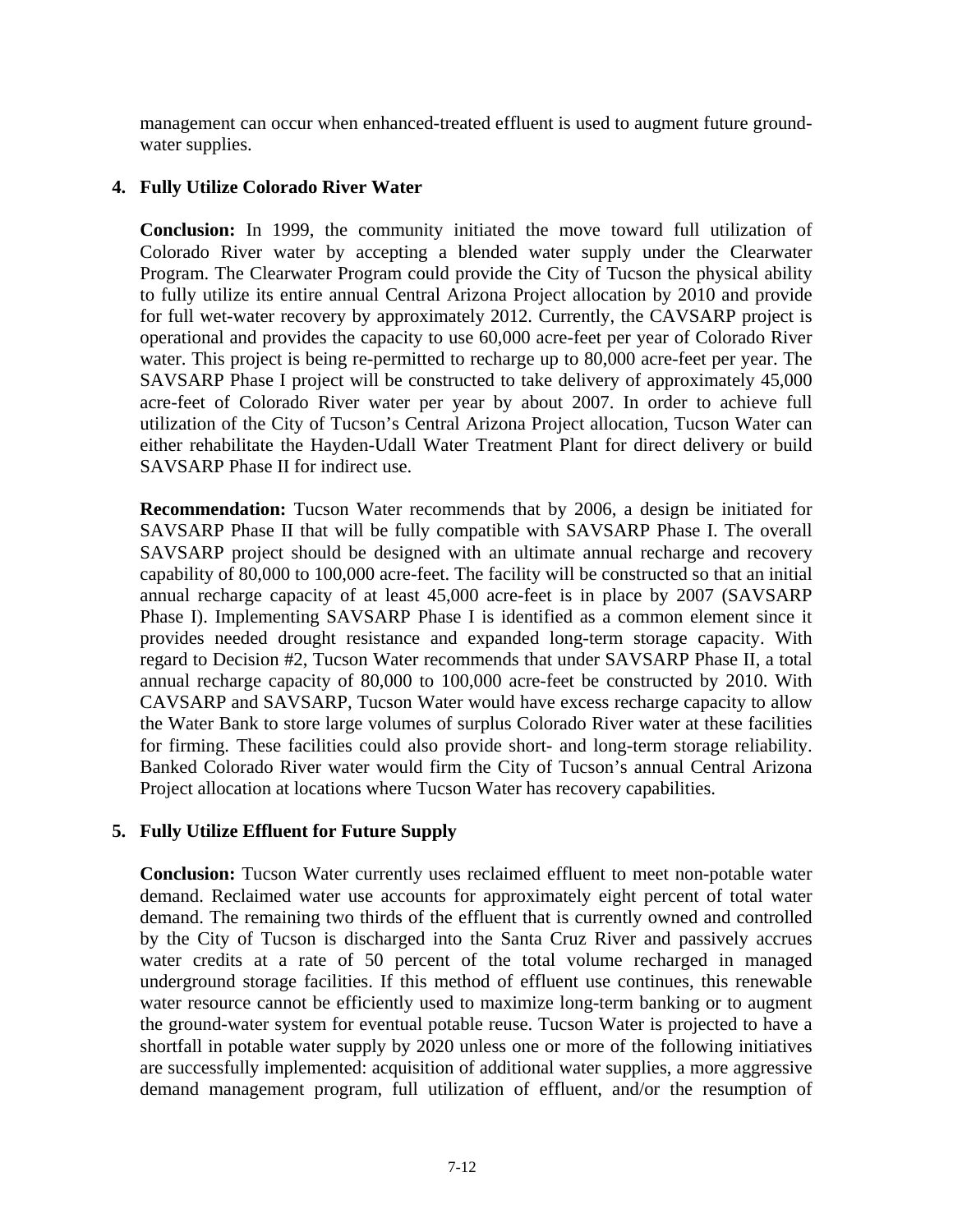management can occur when enhanced-treated effluent is used to augment future ground-water supplies.

**4. Fully Utilize Colorado River Water**

**Conclusion:** In 1999, the community initiated the move toward full utilization of Colorado River water by accepting a blended water supply under the Clearwater Program. The Clearwater Program could provide the City of Tucson the physical ability to fully utilize its entire annual Central Arizona Project allocation by 2010 and provide for full wet-water recovery by approximately 2012. Currently, the CAVSARP project is operational and provides the capacity to use 60,000 acre-feet per year of Colorado River water. This project is being re-permitted to recharge up to 80,000 acre-feet per year. The SAVSARP Phase I project will be constructed to take delivery of approximately 45,000 acre-feet of Colorado River water per year by about 2007. In order to achieve full utilization of the City of Tucson's Central Arizona Project allocation, Tucson Water can either rehabilitate the Hayden-Udall Water Treatment Plant for direct delivery or build SAVSARP Phase II for indirect use.

**Recommendation:** Tucson Water recommends that by 2006, a design be initiated for SAVSARP Phase II that will be fully compatible with SAVSARP Phase I. The overall SAVSARP project should be designed with an ultimate annual recharge and recovery capability of 80,000 to 100,000 acre-feet. The facility will be constructed so that an initial annual recharge capacity of at least 45,000 acre-feet is in place by 2007 (SAVSARP Phase I). Implementing SAVSARP Phase I is identified as a common element since it provides needed drought resistance and expanded long-term storage capacity. With regard to Decision #2, Tucson Water recommends that under SAVSARP Phase II, a total annual recharge capacity of 80,000 to 100,000 acre-feet be constructed by 2010. With CAVSARP and SAVSARP, Tucson Water would have excess recharge capacity to allow the Water Bank to store large volumes of surplus Colorado River water at these facilities for firming. These facilities could also provide short- and long-term storage reliability. Banked Colorado River water would firm the City of Tucson's annual Central Arizona Project allocation at locations where Tucson Water has recovery capabilities.

**5. Fully Utilize Effluent for Future Supply**

**Conclusion:** Tucson Water currently uses reclaimed effluent to meet non-potable water demand. Reclaimed water use accounts for approximately eight percent of total water demand. The remaining two thirds of the effluent that is currently owned and controlled by the City of Tucson is discharged into the Santa Cruz River and passively accrues water credits at a rate of 50 percent of the total volume recharged in managed underground storage facilities. If this method of effluent use continues, this renewable water resource cannot be efficiently used to maximize long-term banking or to augment the ground-water system for eventual potable reuse. Tucson Water is projected to have a shortfall in potable water supply by 2020 unless one or more of the following initiatives are successfully implemented: acquisition of additional water supplies, a more aggressive demand management program, full utilization of effluent, and/or the resumption of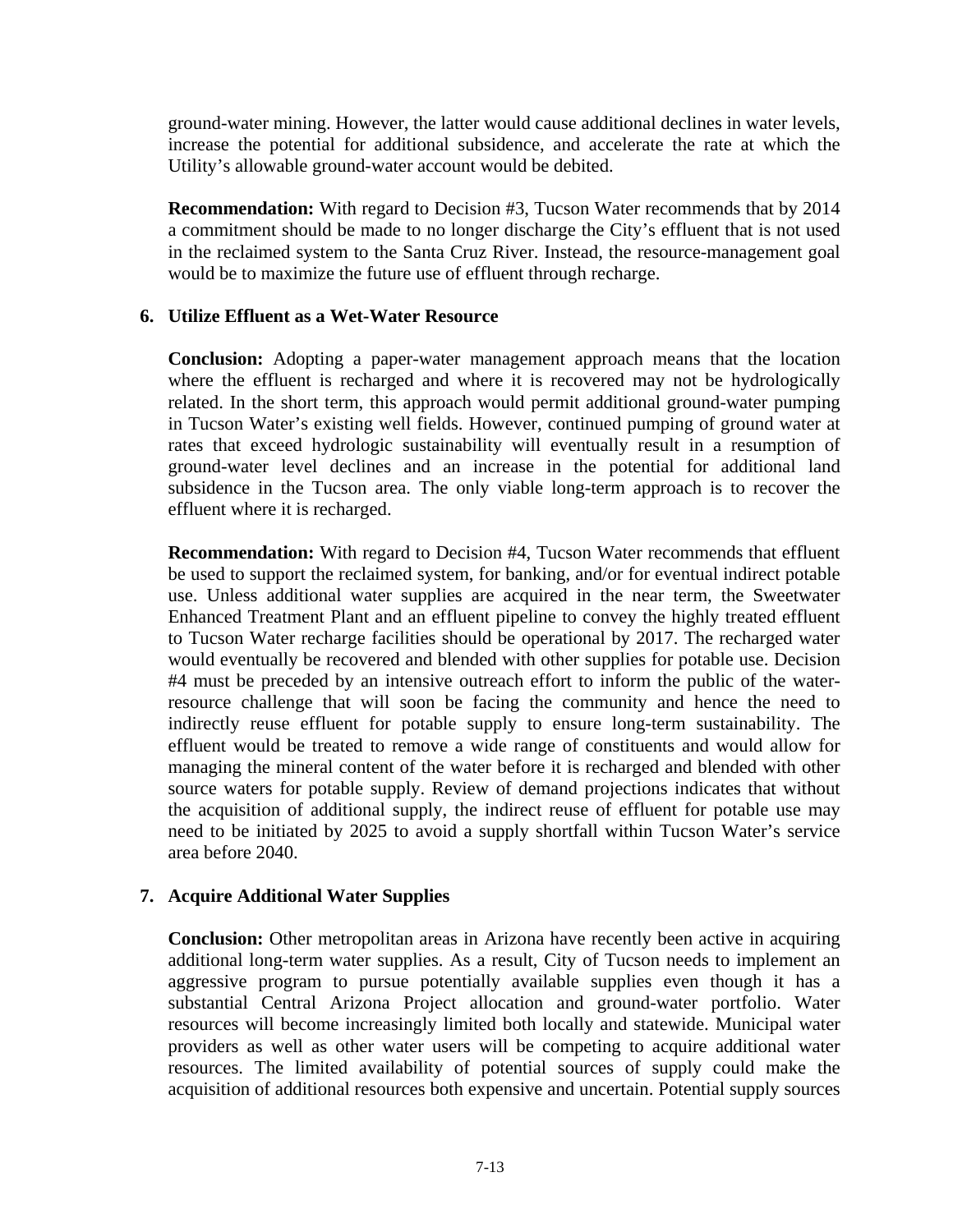ground-water mining. However, the latter would cause additional declines in water levels, increase the potential for additional subsidence, and accelerate the rate at which the Utility's allowable ground-water account would be debited.

**Recommendation:** With regard to Decision #3, Tucson Water recommends that by 2014 a commitment should be made to no longer discharge the City's effluent that is not used in the reclaimed system to the Santa Cruz River. Instead, the resource-management goal would be to maximize the future use of effluent through recharge.

**6. Utilize Effluent as a Wet-Water Resource**

**Conclusion:** Adopting a paper-water management approach means that the location where the effluent is recharged and where it is recovered may not be hydrologically related. In the short term, this approach would permit additional ground-water pumping in Tucson Water's existing well fields. However, continued pumping of ground water at rates that exceed hydrologic sustainability will eventually result in a resumption of ground-water level declines and an increase in the potential for additional land subsidence in the Tucson area. The only viable long-term approach is to recover the effluent where it is recharged.

**Recommendation:** With regard to Decision #4, Tucson Water recommends that effluent be used to support the reclaimed system, for banking, and/or for eventual indirect potable use. Unless additional water supplies are acquired in the near term, the Sweetwater Enhanced Treatment Plant and an effluent pipeline to convey the highly treated effluent to Tucson Water recharge facilities should be operational by 2017. The recharged water would eventually be recovered and blended with other supplies for potable use. Decision #4 must be preceded by an intensive outreach effort to inform the public of the water-resource challenge that will soon be facing the community and hence the need to indirectly reuse effluent for potable supply to ensure long-term sustainability. The effluent would be treated to remove a wide range of constituents and would allow for managing the mineral content of the water before it is recharged and blended with other source waters for potable supply. Review of demand projections indicates that without the acquisition of additional supply, the indirect reuse of effluent for potable use may need to be initiated by 2025 to avoid a supply shortfall within Tucson Water's service area before 2040.

**7. Acquire Additional Water Supplies**

**Conclusion:** Other metropolitan areas in Arizona have recently been active in acquiring additional long-term water supplies. As a result, City of Tucson needs to implement an aggressive program to pursue potentially available supplies even though it has a substantial Central Arizona Project allocation and ground-water portfolio. Water resources will become increasingly limited both locally and statewide. Municipal water providers as well as other water users will be competing to acquire additional water resources. The limited availability of potential sources of supply could make the acquisition of additional resources both expensive and uncertain. Potential supply sources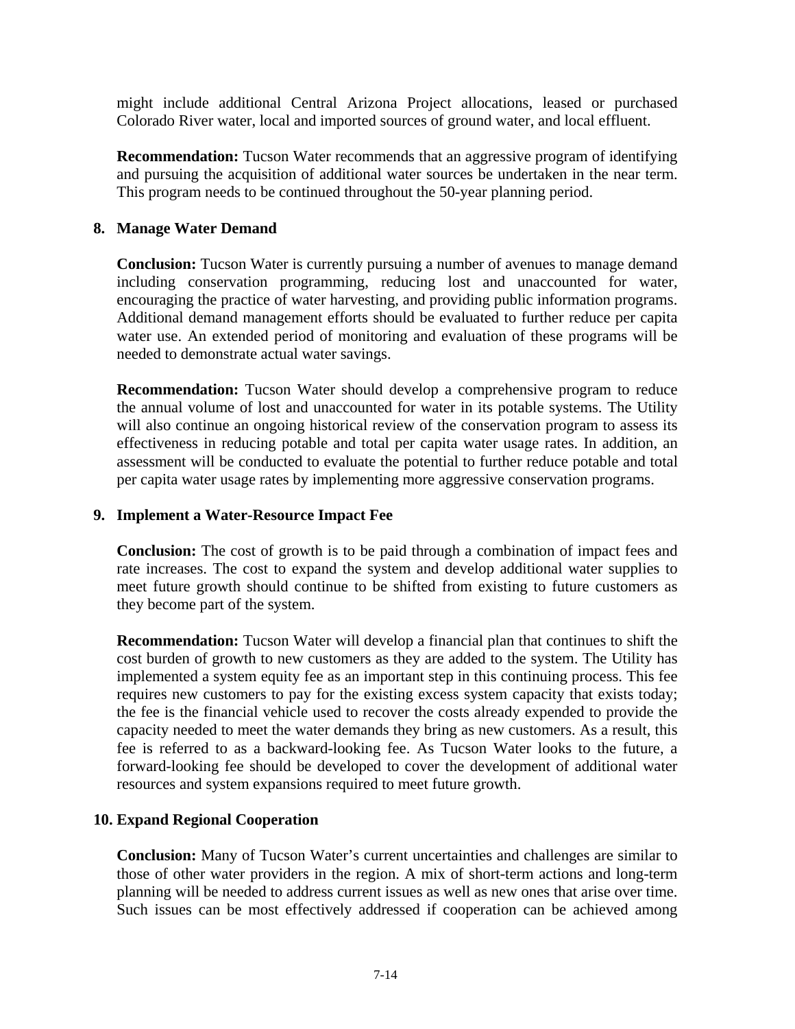might include additional Central Arizona Project allocations, leased or purchased Colorado River water, local and imported sources of ground water, and local effluent.

**Recommendation:** Tucson Water recommends that an aggressive program of identifying and pursuing the acquisition of additional water sources be undertaken in the near term. This program needs to be continued throughout the 50-year planning period.

### 8. Manage Water Demand

**Conclusion:** Tucson Water is currently pursuing a number of avenues to manage demand including conservation programming, reducing lost and unaccounted for water, encouraging the practice of water harvesting, and providing public information programs. Additional demand management efforts should be evaluated to further reduce per capita water use. An extended period of monitoring and evaluation of these programs will be needed to demonstrate actual water savings.

**Recommendation:** Tucson Water should develop a comprehensive program to reduce the annual volume of lost and unaccounted for water in its potable systems. The Utility will also continue an ongoing historical review of the conservation program to assess its effectiveness in reducing potable and total per capita water usage rates. In addition, an assessment will be conducted to evaluate the potential to further reduce potable and total per capita water usage rates by implementing more aggressive conservation programs.

### 9. Implement a Water-Resource Impact Fee

**Conclusion:** The cost of growth is to be paid through a combination of impact fees and rate increases. The cost to expand the system and develop additional water supplies to meet future growth should continue to be shifted from existing to future customers as they become part of the system.

**Recommendation:** Tucson Water will develop a financial plan that continues to shift the cost burden of growth to new customers as they are added to the system. The Utility has implemented a system equity fee as an important step in this continuing process. This fee requires new customers to pay for the existing excess system capacity that exists today; the fee is the financial vehicle used to recover the costs already expended to provide the capacity needed to meet the water demands they bring as new customers. As a result, this fee is referred to as a backward-looking fee. As Tucson Water looks to the future, a forward-looking fee should be developed to cover the development of additional water resources and system expansions required to meet future growth.

### 10. Expand Regional Cooperation

**Conclusion:** Many of Tucson Water's current uncertainties and challenges are similar to those of other water providers in the region. A mix of short-term actions and long-term planning will be needed to address current issues as well as new ones that arise over time. Such issues can be most effectively addressed if cooperation can be achieved among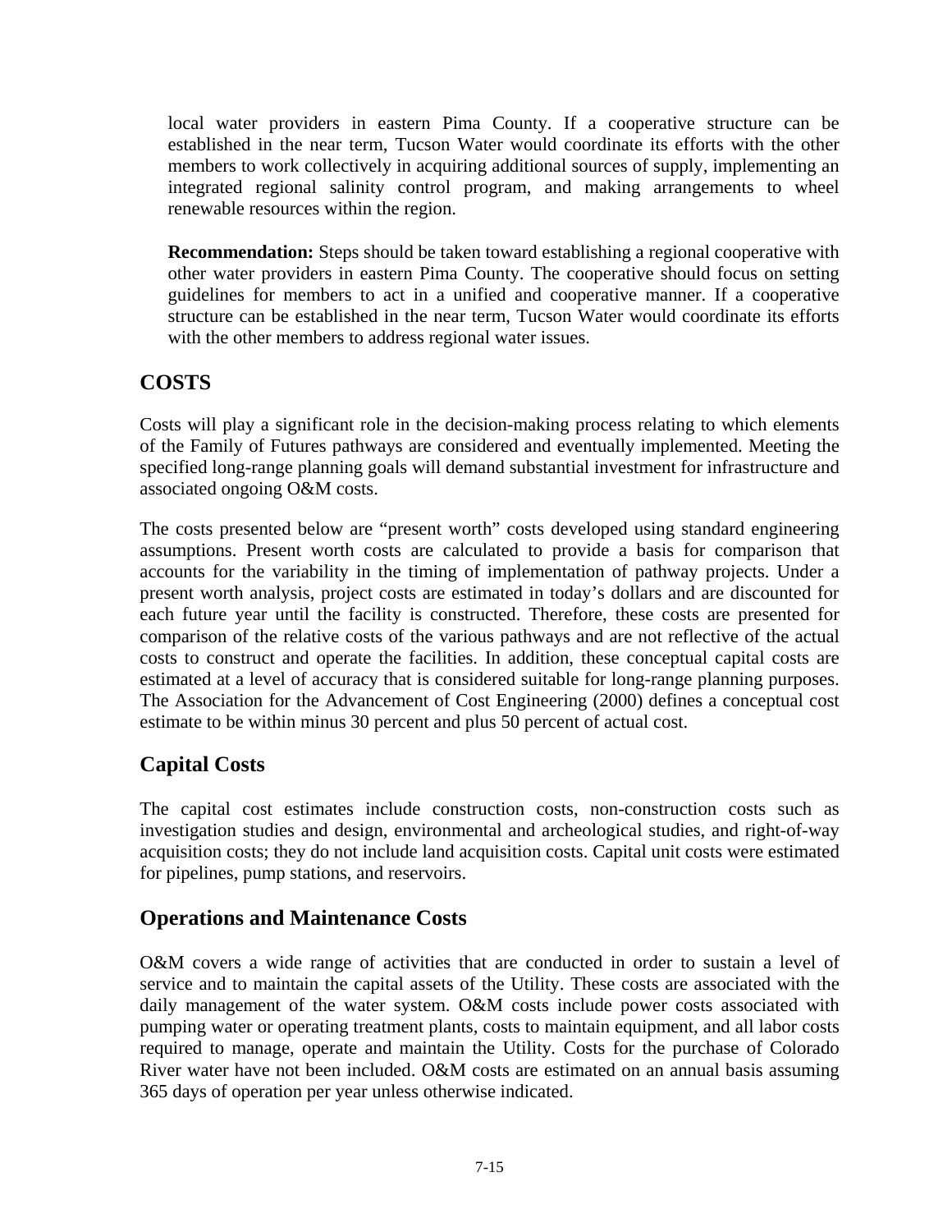local water providers in eastern Pima County. If a cooperative structure can be established in the near term, Tucson Water would coordinate its efforts with the other members to work collectively in acquiring additional sources of supply, implementing an integrated regional salinity control program, and making arrangements to wheel renewable resources within the region.

**Recommendation:** Steps should be taken toward establishing a regional cooperative with other water providers in eastern Pima County. The cooperative should focus on setting guidelines for members to act in a unified and cooperative manner. If a cooperative structure can be established in the near term, Tucson Water would coordinate its efforts with the other members to address regional water issues.

## COSTS

Costs will play a significant role in the decision-making process relating to which elements of the Family of Futures pathways are considered and eventually implemented. Meeting the specified long-range planning goals will demand substantial investment for infrastructure and associated ongoing O&M costs.

The costs presented below are "present worth" costs developed using standard engineering assumptions. Present worth costs are calculated to provide a basis for comparison that accounts for the variability in the timing of implementation of pathway projects. Under a present worth analysis, project costs are estimated in today's dollars and are discounted for each future year until the facility is constructed. Therefore, these costs are presented for comparison of the relative costs of the various pathways and are not reflective of the actual costs to construct and operate the facilities. In addition, these conceptual capital costs are estimated at a level of accuracy that is considered suitable for long-range planning purposes. The Association for the Advancement of Cost Engineering (2000) defines a conceptual cost estimate to be within minus 30 percent and plus 50 percent of actual cost.

### Capital Costs

The capital cost estimates include construction costs, non-construction costs such as investigation studies and design, environmental and archeological studies, and right-of-way acquisition costs; they do not include land acquisition costs. Capital unit costs were estimated for pipelines, pump stations, and reservoirs.

### Operations and Maintenance Costs

O&M covers a wide range of activities that are conducted in order to sustain a level of service and to maintain the capital assets of the Utility. These costs are associated with the daily management of the water system. O&M costs include power costs associated with pumping water or operating treatment plants, costs to maintain equipment, and all labor costs required to manage, operate and maintain the Utility. Costs for the purchase of Colorado River water have not been included. O&M costs are estimated on an annual basis assuming 365 days of operation per year unless otherwise indicated.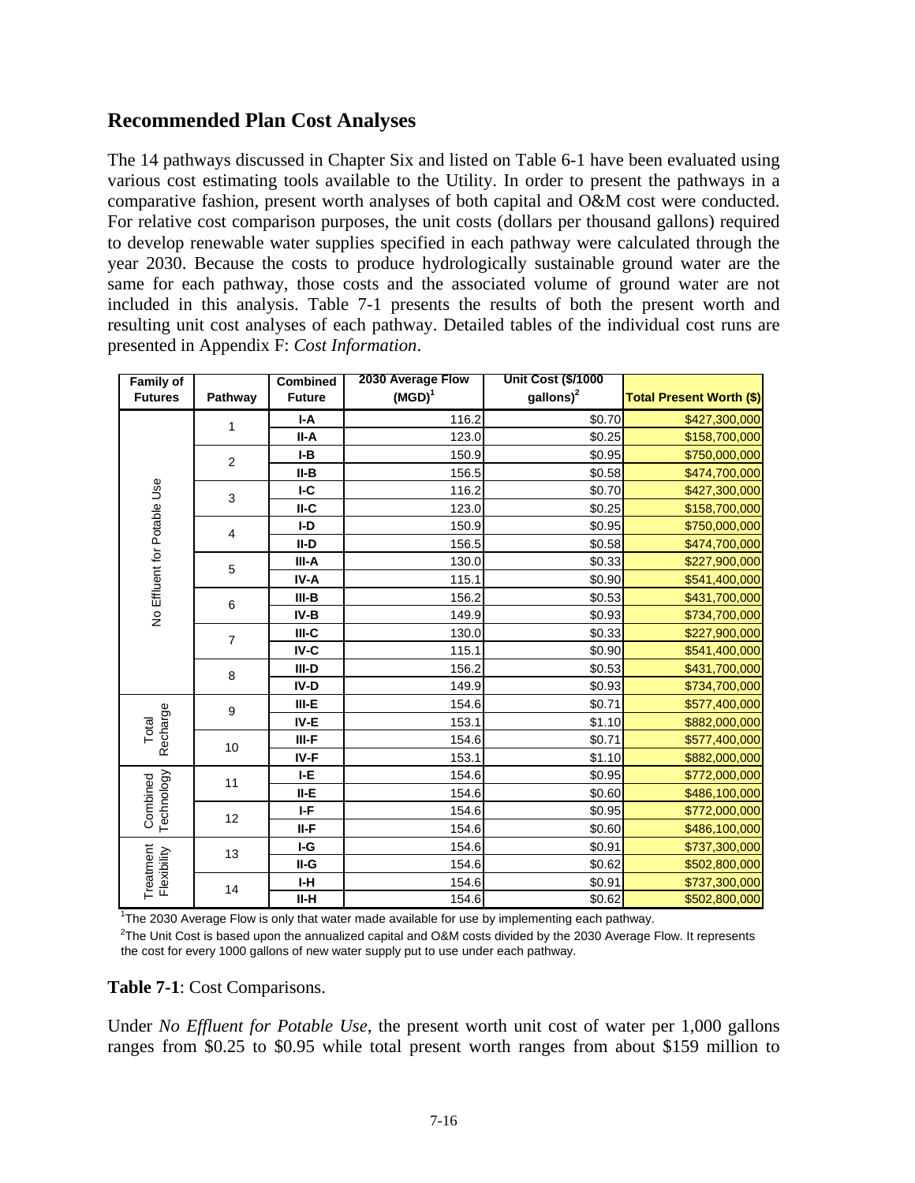## Recommended Plan Cost Analyses

The 14 pathways discussed in Chapter Six and listed on Table 6-1 have been evaluated using various cost estimating tools available to the Utility. In order to present the pathways in a comparative fashion, present worth analyses of both capital and O&M cost were conducted. For relative cost comparison purposes, the unit costs (dollars per thousand gallons) required to develop renewable water supplies specified in each pathway were calculated through the year 2030. Because the costs to produce hydrologically sustainable ground water are the same for each pathway, those costs and the associated volume of ground water are not included in this analysis. Table 7-1 presents the results of both the present worth and resulting unit cost analyses of each pathway. Detailed tables of the individual cost runs are presented in Appendix F: *Cost Information*.

| Family of Futures | Pathway | Combined Future | 2030 Average Flow (MGD)[1] | Unit Cost ($/1000 gallons)[2] | Total Present Worth ($) |
|---|---|---|---|---|---|
| No Effluent for Potable Use | 1 | I-A | 116.2 | $0.70 | $427,300,000 |
| | | II-A | 123.0 | $0.25 | $158,700,000 |
| | 2 | I-B | 150.9 | $0.95 | $750,000,000 |
| | | II-B | 156.5 | $0.58 | $474,700,000 |
| | 3 | I-C | 116.2 | $0.70 | $427,300,000 |
| | | II-C | 123.0 | $0.25 | $158,700,000 |
| | 4 | I-D | 150.9 | $0.95 | $750,000,000 |
| | | II-D | 156.5 | $0.58 | $474,700,000 |
| | 5 | III-A | 130.0 | $0.33 | $227,900,000 |
| | | IV-A | 115.1 | $0.90 | $541,400,000 |
| | 6 | III-B | 156.2 | $0.53 | $431,700,000 |
| | | IV-B | 149.9 | $0.93 | $734,700,000 |
| | 7 | III-C | 130.0 | $0.33 | $227,900,000 |
| | | IV-C | 115.1 | $0.90 | $541,400,000 |
| | 8 | III-D | 156.2 | $0.53 | $431,700,000 |
| | | IV-D | 149.9 | $0.93 | $734,700,000 |
| Total Recharge | 9 | III-E | 154.6 | $0.71 | $577,400,000 |
| | | IV-E | 153.1 | $1.10 | $882,000,000 |
| | 10 | III-F | 154.6 | $0.71 | $577,400,000 |
| | | IV-F | 153.1 | $1.10 | $882,000,000 |
| Combined Technology | 11 | I-E | 154.6 | $0.95 | $772,000,000 |
| | | II-E | 154.6 | $0.60 | $486,100,000 |
| | 12 | I-F | 154.6 | $0.95 | $772,000,000 |
| | | II-F | 154.6 | $0.60 | $486,100,000 |
| Treatment Flexibility | 13 | I-G | 154.6 | $0.91 | $737,300,000 |
| | | II-G | 154.6 | $0.62 | $502,800,000 |
| | 14 | I-H | 154.6 | $0.91 | $737,300,000 |
| | | II-H | 154.6 | $0.62 | $502,800,000 |

[1]The 2030 Average Flow is only that water made available for use by implementing each pathway.

[2]The Unit Cost is based upon the annualized capital and O&M costs divided by the 2030 Average Flow. It represents the cost for every 1000 gallons of new water supply put to use under each pathway.

**Table 7-1**: Cost Comparisons.

Under *No Effluent for Potable Use*, the present worth unit cost of water per 1,000 gallons ranges from $0.25 to $0.95 while total present worth ranges from about $159 million to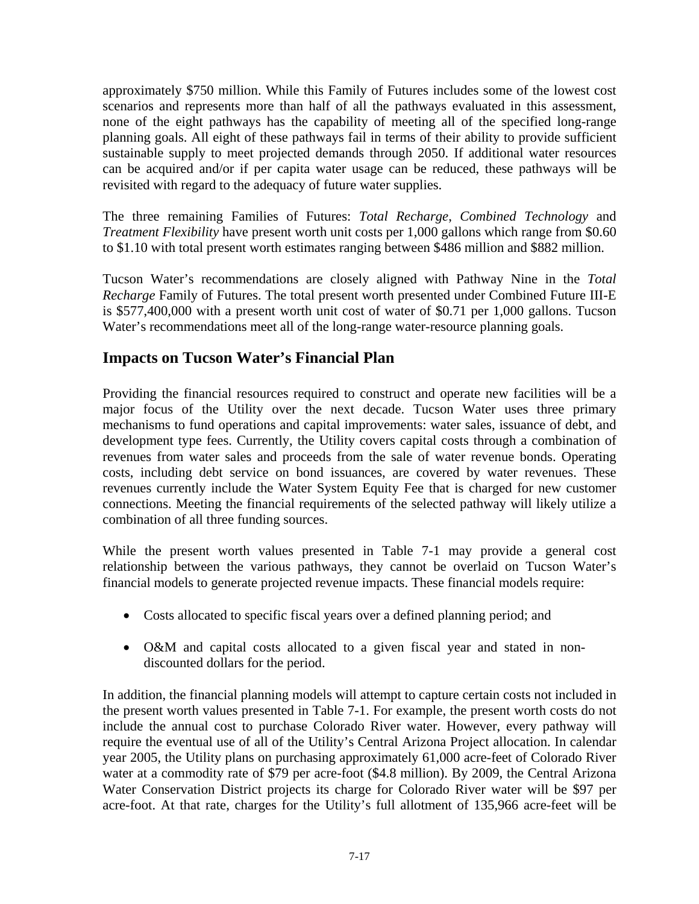approximately $750 million. While this Family of Futures includes some of the lowest cost scenarios and represents more than half of all the pathways evaluated in this assessment, none of the eight pathways has the capability of meeting all of the specified long-range planning goals. All eight of these pathways fail in terms of their ability to provide sufficient sustainable supply to meet projected demands through 2050. If additional water resources can be acquired and/or if per capita water usage can be reduced, these pathways will be revisited with regard to the adequacy of future water supplies.

The three remaining Families of Futures: *Total Recharge*, *Combined Technology* and *Treatment Flexibility* have present worth unit costs per 1,000 gallons which range from $0.60 to $1.10 with total present worth estimates ranging between $486 million and $882 million.

Tucson Water's recommendations are closely aligned with Pathway Nine in the *Total Recharge* Family of Futures. The total present worth presented under Combined Future III-E is $577,400,000 with a present worth unit cost of water of $0.71 per 1,000 gallons. Tucson Water's recommendations meet all of the long-range water-resource planning goals.

## Impacts on Tucson Water's Financial Plan

Providing the financial resources required to construct and operate new facilities will be a major focus of the Utility over the next decade. Tucson Water uses three primary mechanisms to fund operations and capital improvements: water sales, issuance of debt, and development type fees. Currently, the Utility covers capital costs through a combination of revenues from water sales and proceeds from the sale of water revenue bonds. Operating costs, including debt service on bond issuances, are covered by water revenues. These revenues currently include the Water System Equity Fee that is charged for new customer connections. Meeting the financial requirements of the selected pathway will likely utilize a combination of all three funding sources.

While the present worth values presented in Table 7-1 may provide a general cost relationship between the various pathways, they cannot be overlaid on Tucson Water's financial models to generate projected revenue impacts. These financial models require:

- Costs allocated to specific fiscal years over a defined planning period; and
- O&M and capital costs allocated to a given fiscal year and stated in non-discounted dollars for the period.

In addition, the financial planning models will attempt to capture certain costs not included in the present worth values presented in Table 7-1. For example, the present worth costs do not include the annual cost to purchase Colorado River water. However, every pathway will require the eventual use of all of the Utility's Central Arizona Project allocation. In calendar year 2005, the Utility plans on purchasing approximately 61,000 acre-feet of Colorado River water at a commodity rate of $79 per acre-foot ($4.8 million). By 2009, the Central Arizona Water Conservation District projects its charge for Colorado River water will be $97 per acre-foot. At that rate, charges for the Utility's full allotment of 135,966 acre-feet will be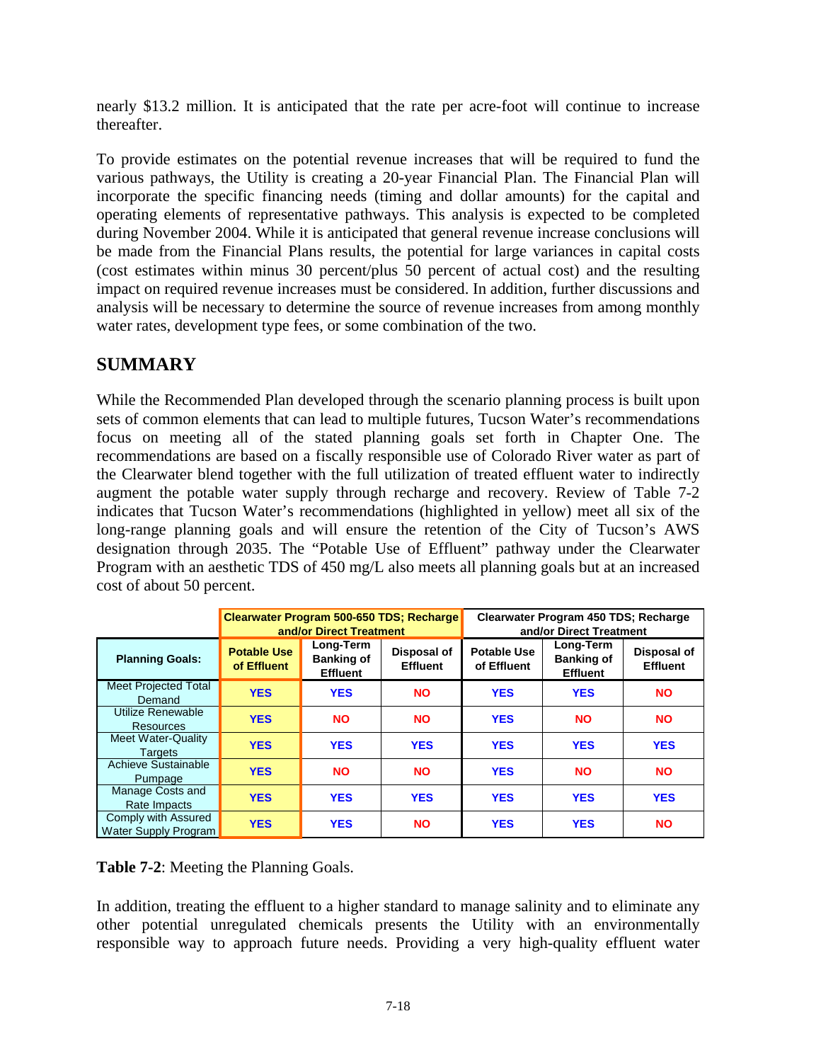nearly $13.2 million. It is anticipated that the rate per acre-foot will continue to increase thereafter.

To provide estimates on the potential revenue increases that will be required to fund the various pathways, the Utility is creating a 20-year Financial Plan. The Financial Plan will incorporate the specific financing needs (timing and dollar amounts) for the capital and operating elements of representative pathways. This analysis is expected to be completed during November 2004. While it is anticipated that general revenue increase conclusions will be made from the Financial Plans results, the potential for large variances in capital costs (cost estimates within minus 30 percent/plus 50 percent of actual cost) and the resulting impact on required revenue increases must be considered. In addition, further discussions and analysis will be necessary to determine the source of revenue increases from among monthly water rates, development type fees, or some combination of the two.

## SUMMARY

While the Recommended Plan developed through the scenario planning process is built upon sets of common elements that can lead to multiple futures, Tucson Water's recommendations focus on meeting all of the stated planning goals set forth in Chapter One. The recommendations are based on a fiscally responsible use of Colorado River water as part of the Clearwater blend together with the full utilization of treated effluent water to indirectly augment the potable water supply through recharge and recovery. Review of Table 7-2 indicates that Tucson Water's recommendations (highlighted in yellow) meet all six of the long-range planning goals and will ensure the retention of the City of Tucson's AWS designation through 2035. The "Potable Use of Effluent" pathway under the Clearwater Program with an aesthetic TDS of 450 mg/L also meets all planning goals but at an increased cost of about 50 percent.

| | Clearwater Program 500-650 TDS; Recharge and/or Direct Treatment | | | Clearwater Program 450 TDS; Recharge and/or Direct Treatment | | |
|---|---|---|---|---|---|---|
| **Planning Goals:** | **Potable Use of Effluent** | **Long-Term Banking of Effluent** | **Disposal of Effluent** | **Potable Use of Effluent** | **Long-Term Banking of Effluent** | **Disposal of Effluent** |
| Meet Projected Total Demand | YES | YES | NO | YES | YES | NO |
| Utilize Renewable Resources | YES | NO | NO | YES | NO | NO |
| Meet Water-Quality Targets | YES | YES | YES | YES | YES | YES |
| Achieve Sustainable Pumpage | YES | NO | NO | YES | NO | NO |
| Manage Costs and Rate Impacts | YES | YES | YES | YES | YES | YES |
| Comply with Assured Water Supply Program | YES | YES | NO | YES | YES | NO |

**Table 7-2**: Meeting the Planning Goals.

In addition, treating the effluent to a higher standard to manage salinity and to eliminate any other potential unregulated chemicals presents the Utility with an environmentally responsible way to approach future needs. Providing a very high-quality effluent water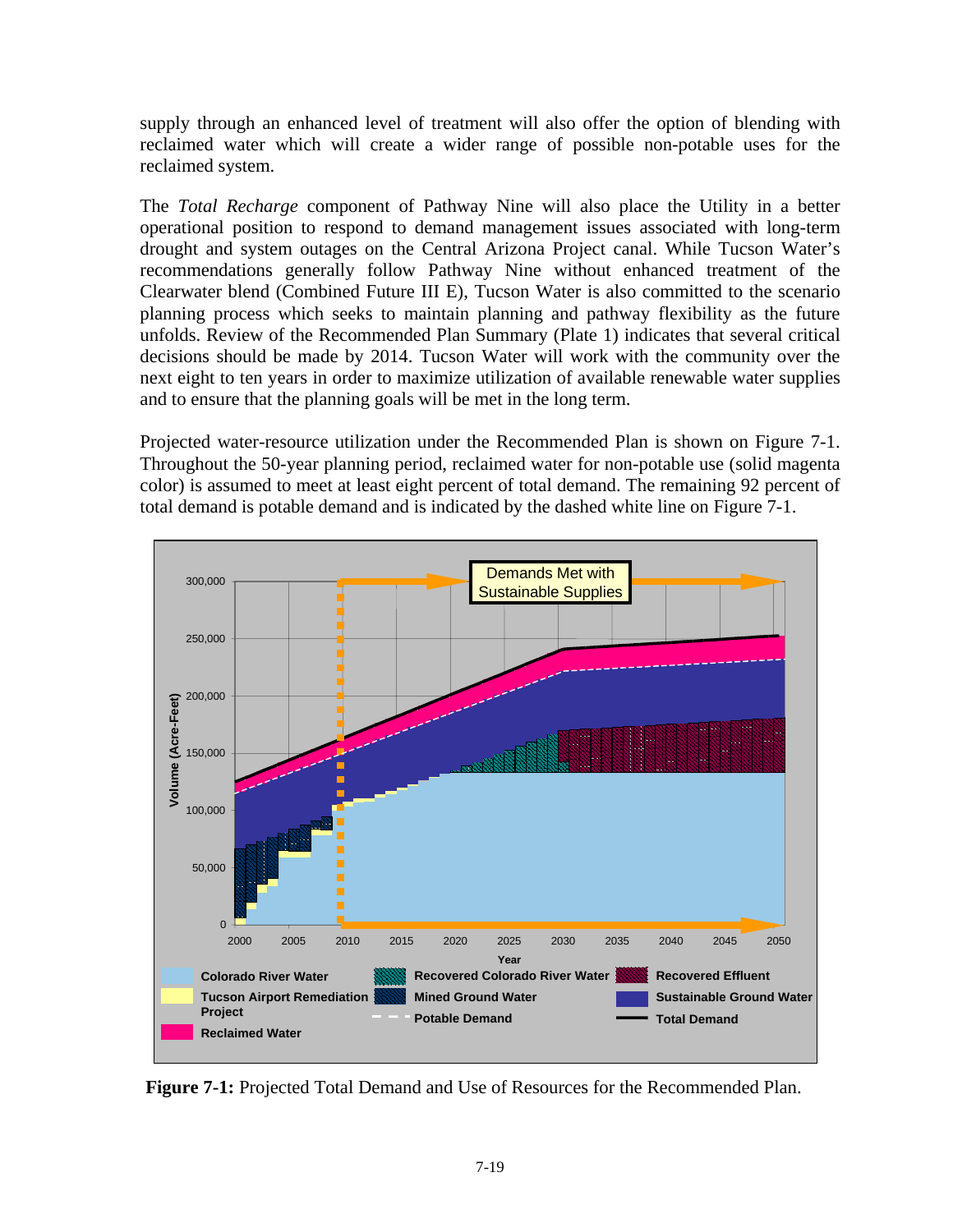supply through an enhanced level of treatment will also offer the option of blending with reclaimed water which will create a wider range of possible non-potable uses for the reclaimed system.

The *Total Recharge* component of Pathway Nine will also place the Utility in a better operational position to respond to demand management issues associated with long-term drought and system outages on the Central Arizona Project canal. While Tucson Water's recommendations generally follow Pathway Nine without enhanced treatment of the Clearwater blend (Combined Future III E), Tucson Water is also committed to the scenario planning process which seeks to maintain planning and pathway flexibility as the future unfolds. Review of the Recommended Plan Summary (Plate 1) indicates that several critical decisions should be made by 2014. Tucson Water will work with the community over the next eight to ten years in order to maximize utilization of available renewable water supplies and to ensure that the planning goals will be met in the long term.

Projected water-resource utilization under the Recommended Plan is shown on Figure 7-1. Throughout the 50-year planning period, reclaimed water for non-potable use (solid magenta color) is assumed to meet at least eight percent of total demand. The remaining 92 percent of total demand is potable demand and is indicated by the dashed white line on Figure 7-1.

**Figure 7-1:** Projected Total Demand and Use of Resources for the Recommended Plan.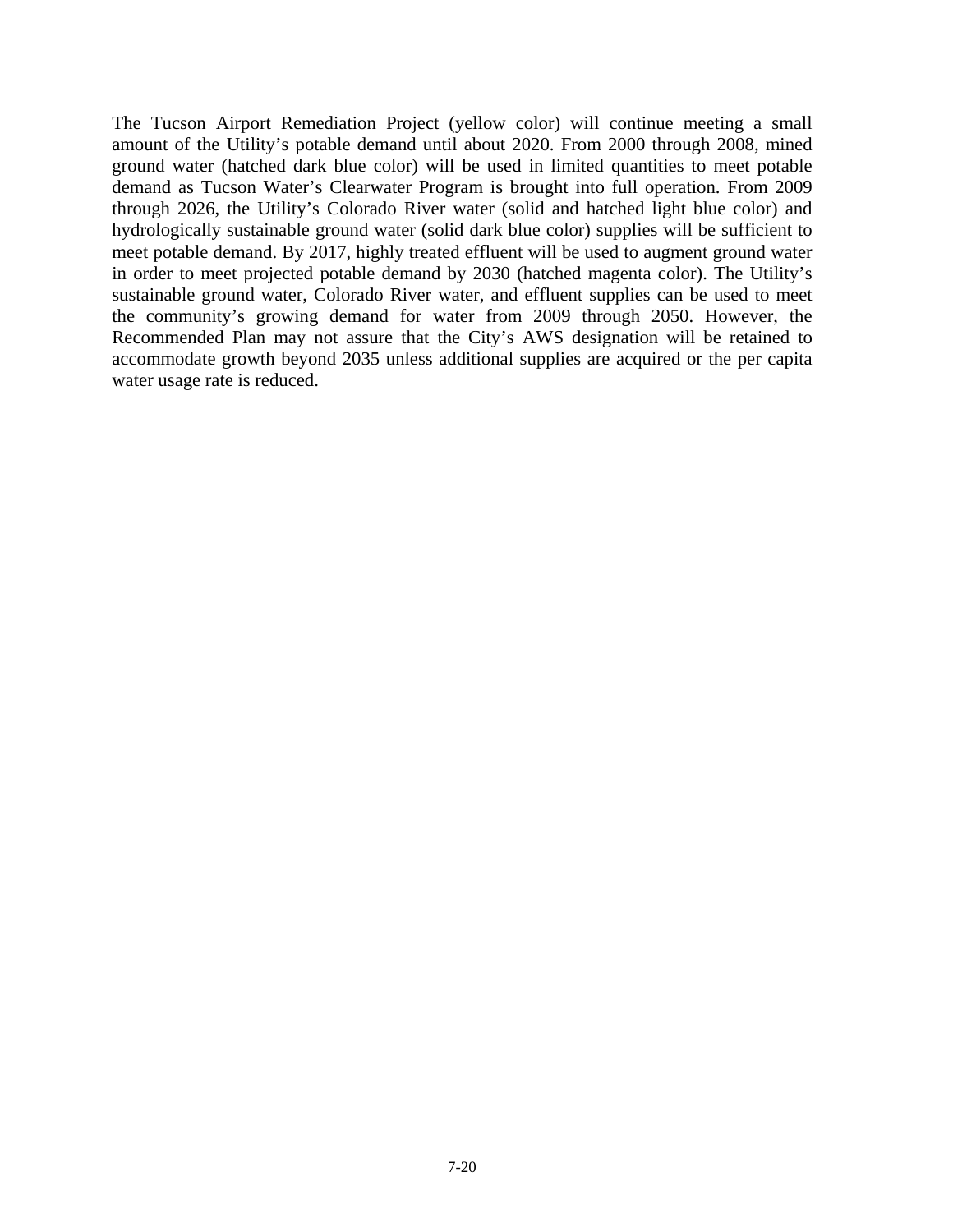The Tucson Airport Remediation Project (yellow color) will continue meeting a small amount of the Utility's potable demand until about 2020. From 2000 through 2008, mined ground water (hatched dark blue color) will be used in limited quantities to meet potable demand as Tucson Water's Clearwater Program is brought into full operation. From 2009 through 2026, the Utility's Colorado River water (solid and hatched light blue color) and hydrologically sustainable ground water (solid dark blue color) supplies will be sufficient to meet potable demand. By 2017, highly treated effluent will be used to augment ground water in order to meet projected potable demand by 2030 (hatched magenta color). The Utility's sustainable ground water, Colorado River water, and effluent supplies can be used to meet the community's growing demand for water from 2009 through 2050. However, the Recommended Plan may not assure that the City's AWS designation will be retained to accommodate growth beyond 2035 unless additional supplies are acquired or the per capita water usage rate is reduced.